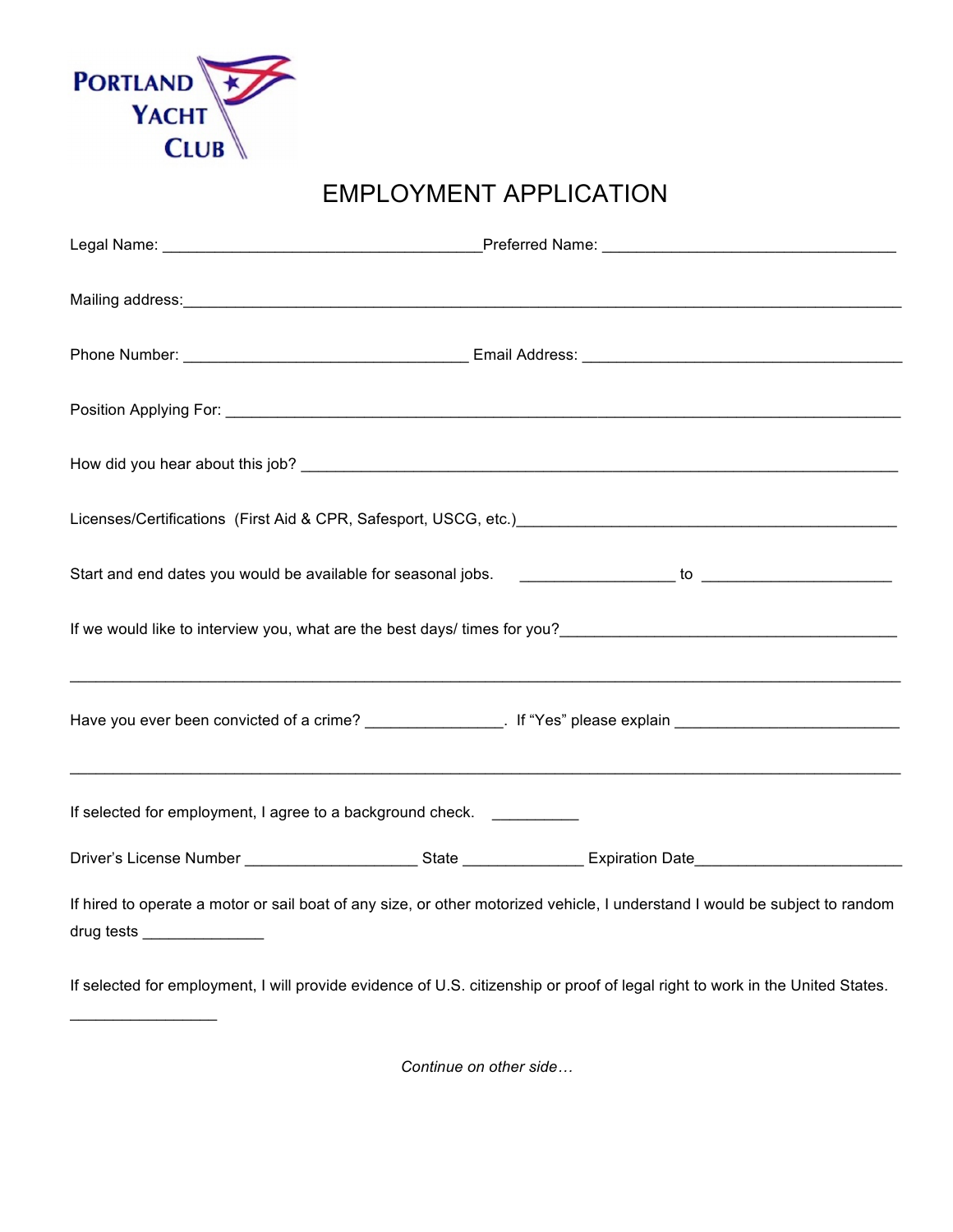PORTLAND YACHT CLUB

# EMPLOYMENT APPLICATION

Legal Name: ___________________________________Preferred Name: ________________________________

Mailing address:_______________________________________________________________________________

Phone Number: ________________________________ Email Address: ___________________________________

Position Applying For: ___________________________________________________________________________

How did you hear about this job? __________________________________________________________________

Licenses/Certifications (First Aid & CPR, Safesport, USCG, etc.)__________________________________________

Start and end dates you would be available for seasonal jobs. _________________ to ____________________

If we would like to interview you, what are the best days/ times for you?____________________________________

_____________________________________________________________________________________________

Have you ever been convicted of a crime? _______________. If "Yes" please explain _________________________

_____________________________________________________________________________________________

If selected for employment, I agree to a background check. __________

Driver's License Number ___________________ State _____________ Expiration Date______________________

If hired to operate a motor or sail boat of any size, or other motorized vehicle, I understand I would be subject to random drug tests ______________

If selected for employment, I will provide evidence of U.S. citizenship or proof of legal right to work in the United States.

________________

*Continue on other side…*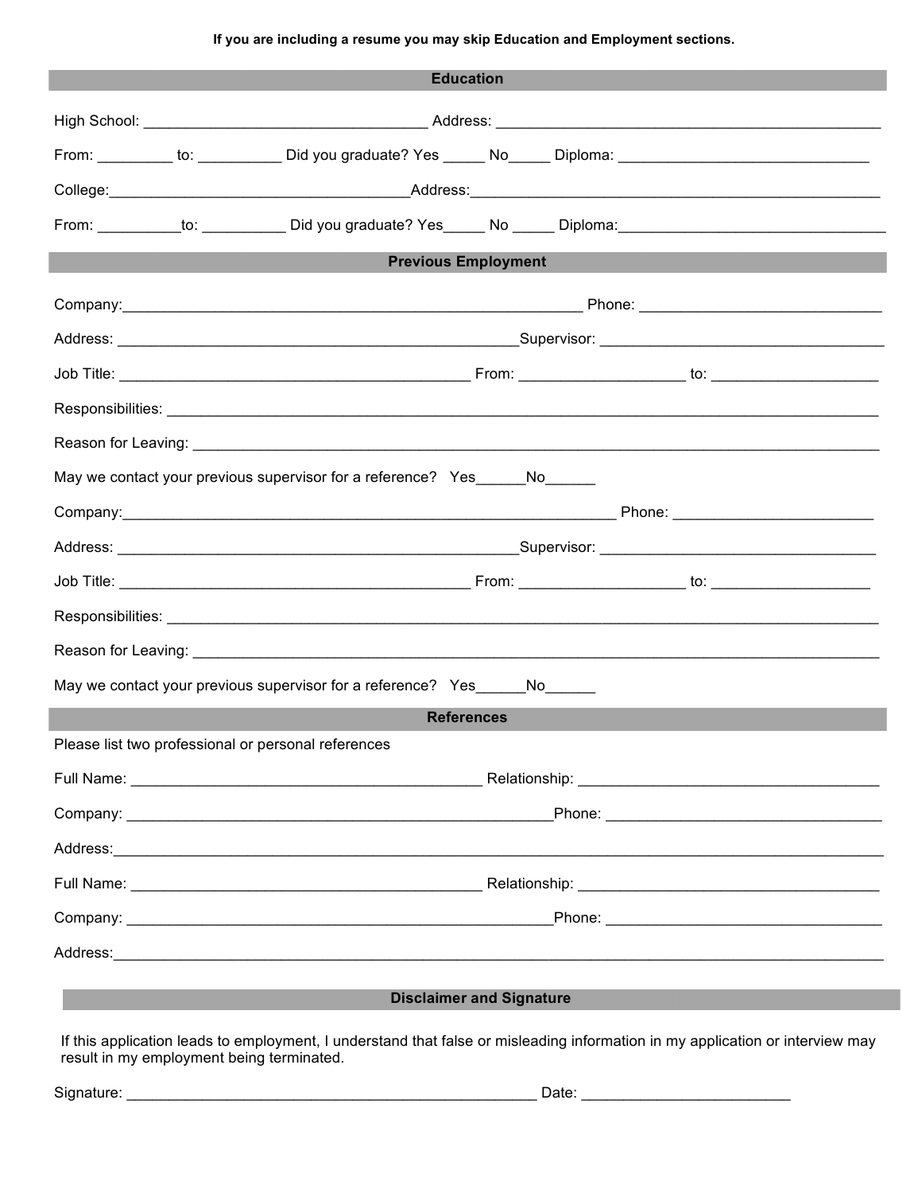**If you are including a resume you may skip Education and Employment sections.**

## Education

High School: ________________________________ Address: ____________________________________________

From: _________ to: __________ Did you graduate? Yes _____ No_____ Diploma: _____________________________

College:___________________________________Address:_______________________________________________

From: __________to: __________ Did you graduate? Yes_____ No _____ Diploma:________________________________

## Previous Employment

Company:_____________________________________________________ Phone: _____________________________

Address: ______________________________________________Supervisor: _________________________________

Job Title: __________________________________________ From: ___________________ to: ___________________

Responsibilities: ____________________________________________________________________________________

Reason for Leaving: __________________________________________________________________________________

May we contact your previous supervisor for a reference? Yes______No______

Company:__________________________________________________________ Phone: _______________________

Address: ______________________________________________Supervisor: ________________________________

Job Title: __________________________________________ From: ___________________ to: __________________

Responsibilities: ____________________________________________________________________________________

Reason for Leaving: __________________________________________________________________________________

May we contact your previous supervisor for a reference? Yes______No______

## References

Please list two professional or personal references

Full Name: __________________________________________ Relationship: ___________________________________

Company: __________________________________________________Phone: _________________________________

Address:______________________________________________________________________________________________

Full Name: __________________________________________ Relationship: ___________________________________

Company: __________________________________________________Phone: _________________________________

Address:______________________________________________________________________________________________

## Disclaimer and Signature

If this application leads to employment, I understand that false or misleading information in my application or interview may result in my employment being terminated.

Signature: _________________________________________________ Date: ________________________